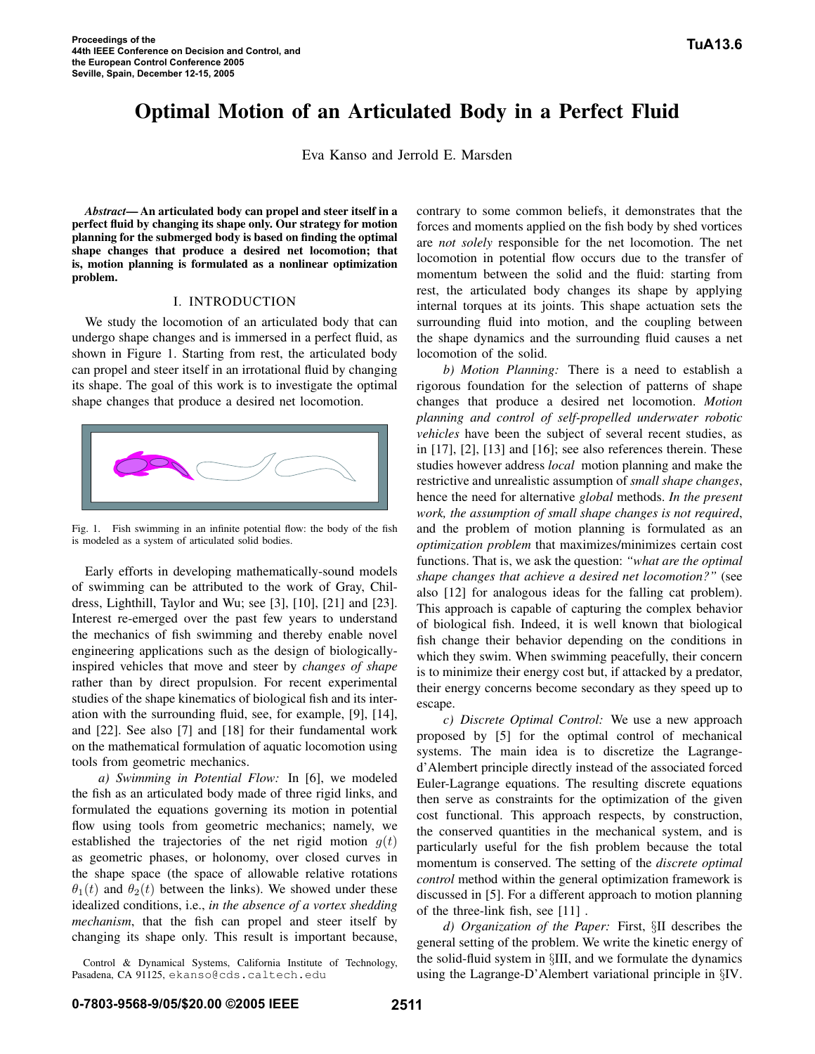# Optimal Motion of an Articulated Body in a Perfect Fluid

Eva Kanso and Jerrold E. Marsden

***Abstract*— An articulated body can propel and steer itself in a perfect fluid by changing its shape only. Our strategy for motion planning for the submerged body is based on finding the optimal shape changes that produce a desired net locomotion; that is, motion planning is formulated as a nonlinear optimization problem.**

## I. INTRODUCTION

We study the locomotion of an articulated body that can undergo shape changes and is immersed in a perfect fluid, as shown in Figure 1. Starting from rest, the articulated body can propel and steer itself in an irrotational fluid by changing its shape. The goal of this work is to investigate the optimal shape changes that produce a desired net locomotion.

Fig. 1. Fish swimming in an infinite potential flow: the body of the fish is modeled as a system of articulated solid bodies.

Early efforts in developing mathematically-sound models of swimming can be attributed to the work of Gray, Childress, Lighthill, Taylor and Wu; see [3], [10], [21] and [23]. Interest re-emerged over the past few years to understand the mechanics of fish swimming and thereby enable novel engineering applications such as the design of biologically-inspired vehicles that move and steer by *changes of shape* rather than by direct propulsion. For recent experimental studies of the shape kinematics of biological fish and its interation with the surrounding fluid, see, for example, [9], [14], and [22]. See also [7] and [18] for their fundamental work on the mathematical formulation of aquatic locomotion using tools from geometric mechanics.

*a) Swimming in Potential Flow:* In [6], we modeled the fish as an articulated body made of three rigid links, and formulated the equations governing its motion in potential flow using tools from geometric mechanics; namely, we established the trajectories of the net rigid motion $g(t)$ as geometric phases, or holonomy, over closed curves in the shape space (the space of allowable relative rotations $\theta_1(t)$ and $\theta_2(t)$ between the links). We showed under these idealized conditions, i.e., *in the absence of a vortex shedding mechanism*, that the fish can propel and steer itself by changing its shape only. This result is important because, contrary to some common beliefs, it demonstrates that the forces and moments applied on the fish body by shed vortices are *not solely* responsible for the net locomotion. The net locomotion in potential flow occurs due to the transfer of momentum between the solid and the fluid: starting from rest, the articulated body changes its shape by applying internal torques at its joints. This shape actuation sets the surrounding fluid into motion, and the coupling between the shape dynamics and the surrounding fluid causes a net locomotion of the solid.

*b) Motion Planning:* There is a need to establish a rigorous foundation for the selection of patterns of shape changes that produce a desired net locomotion. *Motion planning and control of self-propelled underwater robotic vehicles* have been the subject of several recent studies, as in [17], [2], [13] and [16]; see also references therein. These studies however address *local* motion planning and make the restrictive and unrealistic assumption of *small shape changes*, hence the need for alternative *global* methods. *In the present work, the assumption of small shape changes is not required*, and the problem of motion planning is formulated as an *optimization problem* that maximizes/minimizes certain cost functions. That is, we ask the question: *"what are the optimal shape changes that achieve a desired net locomotion?"* (see also [12] for analogous ideas for the falling cat problem). This approach is capable of capturing the complex behavior of biological fish. Indeed, it is well known that biological fish change their behavior depending on the conditions in which they swim. When swimming peacefully, their concern is to minimize their energy cost but, if attacked by a predator, their energy concerns become secondary as they speed up to escape.

*c) Discrete Optimal Control:* We use a new approach proposed by [5] for the optimal control of mechanical systems. The main idea is to discretize the Lagrange-d'Alembert principle directly instead of the associated forced Euler-Lagrange equations. The resulting discrete equations then serve as constraints for the optimization of the given cost functional. This approach respects, by construction, the conserved quantities in the mechanical system, and is particularly useful for the fish problem because the total momentum is conserved. The setting of the *discrete optimal control* method within the general optimization framework is discussed in [5]. For a different approach to motion planning of the three-link fish, see [11] .

*d) Organization of the Paper:* First, §II describes the general setting of the problem. We write the kinetic energy of the solid-fluid system in §III, and we formulate the dynamics using the Lagrange-D'Alembert variational principle in §IV.

Control & Dynamical Systems, California Institute of Technology, Pasadena, CA 91125, ekanso@cds.caltech.edu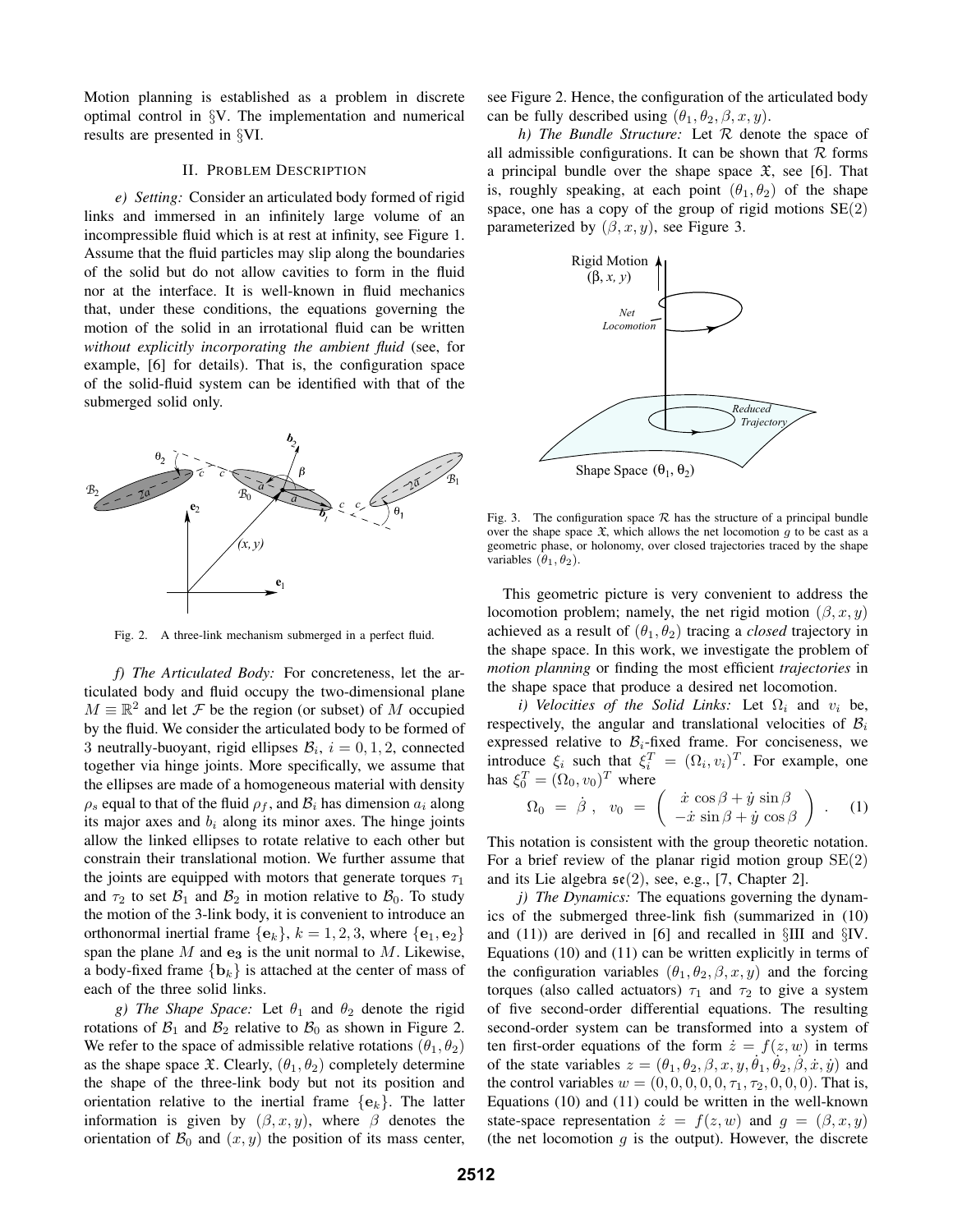Motion planning is established as a problem in discrete optimal control in §V. The implementation and numerical results are presented in §VI.

## II. Problem Description

*e) Setting:* Consider an articulated body formed of rigid links and immersed in an infinitely large volume of an incompressible fluid which is at rest at infinity, see Figure 1. Assume that the fluid particles may slip along the boundaries of the solid but do not allow cavities to form in the fluid nor at the interface. It is well-known in fluid mechanics that, under these conditions, the equations governing the motion of the solid in an irrotational fluid can be written *without explicitly incorporating the ambient fluid* (see, for example, [6] for details). That is, the configuration space of the solid-fluid system can be identified with that of the submerged solid only.

Fig. 2. A three-link mechanism submerged in a perfect fluid.

*f) The Articulated Body:* For concreteness, let the articulated body and fluid occupy the two-dimensional plane $M \equiv \mathbb{R}^2$ and let $\mathcal{F}$ be the region (or subset) of $M$ occupied by the fluid. We consider the articulated body to be formed of 3 neutrally-buoyant, rigid ellipses $\mathcal{B}_i$, $i = 0, 1, 2$, connected together via hinge joints. More specifically, we assume that the ellipses are made of a homogeneous material with density $\rho_s$ equal to that of the fluid $\rho_f$, and $\mathcal{B}_i$ has dimension $a_i$ along its major axes and $b_i$ along its minor axes. The hinge joints allow the linked ellipses to rotate relative to each other but constrain their translational motion. We further assume that the joints are equipped with motors that generate torques $\tau_1$ and $\tau_2$ to set $\mathcal{B}_1$ and $\mathcal{B}_2$ in motion relative to $\mathcal{B}_0$. To study the motion of the 3-link body, it is convenient to introduce an orthonormal inertial frame $\{\mathbf{e}_k\}$, $k = 1, 2, 3$, where $\{\mathbf{e}_1, \mathbf{e}_2\}$ span the plane $M$ and $\mathbf{e_3}$ is the unit normal to $M$. Likewise, a body-fixed frame $\{\mathbf{b}_k\}$ is attached at the center of mass of each of the three solid links.

*g) The Shape Space:* Let $\theta_1$ and $\theta_2$ denote the rigid rotations of $\mathcal{B}_1$ and $\mathcal{B}_2$ relative to $\mathcal{B}_0$ as shown in Figure 2. We refer to the space of admissible relative rotations $(\theta_1, \theta_2)$ as the shape space $\mathfrak{X}$. Clearly, $(\theta_1, \theta_2)$ completely determine the shape of the three-link body but not its position and orientation relative to the inertial frame $\{\mathbf{e}_k\}$. The latter information is given by $(\beta, x, y)$, where $\beta$ denotes the orientation of $\mathcal{B}_0$ and $(x, y)$ the position of its mass center, see Figure 2. Hence, the configuration of the articulated body can be fully described using $(\theta_1, \theta_2, \beta, x, y)$.

*h) The Bundle Structure:* Let $\mathcal{R}$ denote the space of all admissible configurations. It can be shown that $\mathcal{R}$ forms a principal bundle over the shape space $\mathfrak{X}$, see [6]. That is, roughly speaking, at each point $(\theta_1, \theta_2)$ of the shape space, one has a copy of the group of rigid motions $\mathrm{SE}(2)$ parameterized by $(\beta, x, y)$, see Figure 3.

Fig. 3. The configuration space $\mathcal{R}$ has the structure of a principal bundle over the shape space $\mathfrak{X}$, which allows the net locomotion $g$ to be cast as a geometric phase, or holonomy, over closed trajectories traced by the shape variables $(\theta_1, \theta_2)$.

This geometric picture is very convenient to address the locomotion problem; namely, the net rigid motion $(\beta, x, y)$ achieved as a result of $(\theta_1, \theta_2)$ tracing a *closed* trajectory in the shape space. In this work, we investigate the problem of *motion planning* or finding the most efficient *trajectories* in the shape space that produce a desired net locomotion.

*i) Velocities of the Solid Links:* Let $\Omega_i$ and $v_i$ be, respectively, the angular and translational velocities of $\mathcal{B}_i$ expressed relative to $\mathcal{B}_i$-fixed frame. For conciseness, we introduce $\xi_i$ such that $\xi_i^T = (\Omega_i, v_i)^T$. For example, one has $\xi_0^T = (\Omega_0, v_0)^T$ where

$$\Omega_0 = \dot{\beta}, \quad v_0 = \begin{pmatrix} \dot{x}\cos\beta + \dot{y}\sin\beta \\ -\dot{x}\sin\beta + \dot{y}\cos\beta \end{pmatrix}. \qquad (1)$$

This notation is consistent with the group theoretic notation. For a brief review of the planar rigid motion group $\mathrm{SE}(2)$ and its Lie algebra $\mathfrak{se}(2)$, see, e.g., [7, Chapter 2].

*j) The Dynamics:* The equations governing the dynamics of the submerged three-link fish (summarized in (10) and (11)) are derived in [6] and recalled in §III and §IV. Equations (10) and (11) can be written explicitly in terms of the configuration variables $(\theta_1, \theta_2, \beta, x, y)$ and the forcing torques (also called actuators) $\tau_1$ and $\tau_2$ to give a system of five second-order differential equations. The resulting second-order system can be transformed into a system of ten first-order equations of the form $\dot{z} = f(z, w)$ in terms of the state variables $z = (\theta_1, \theta_2, \beta, x, y, \dot{\theta}_1, \dot{\theta}_2, \dot{\beta}, \dot{x}, \dot{y})$ and the control variables $w = (0, 0, 0, 0, 0, \tau_1, \tau_2, 0, 0, 0)$. That is, Equations (10) and (11) could be written in the well-known state-space representation $\dot{z} = f(z, w)$ and $g = (\beta, x, y)$ (the net locomotion $g$ is the output). However, the discrete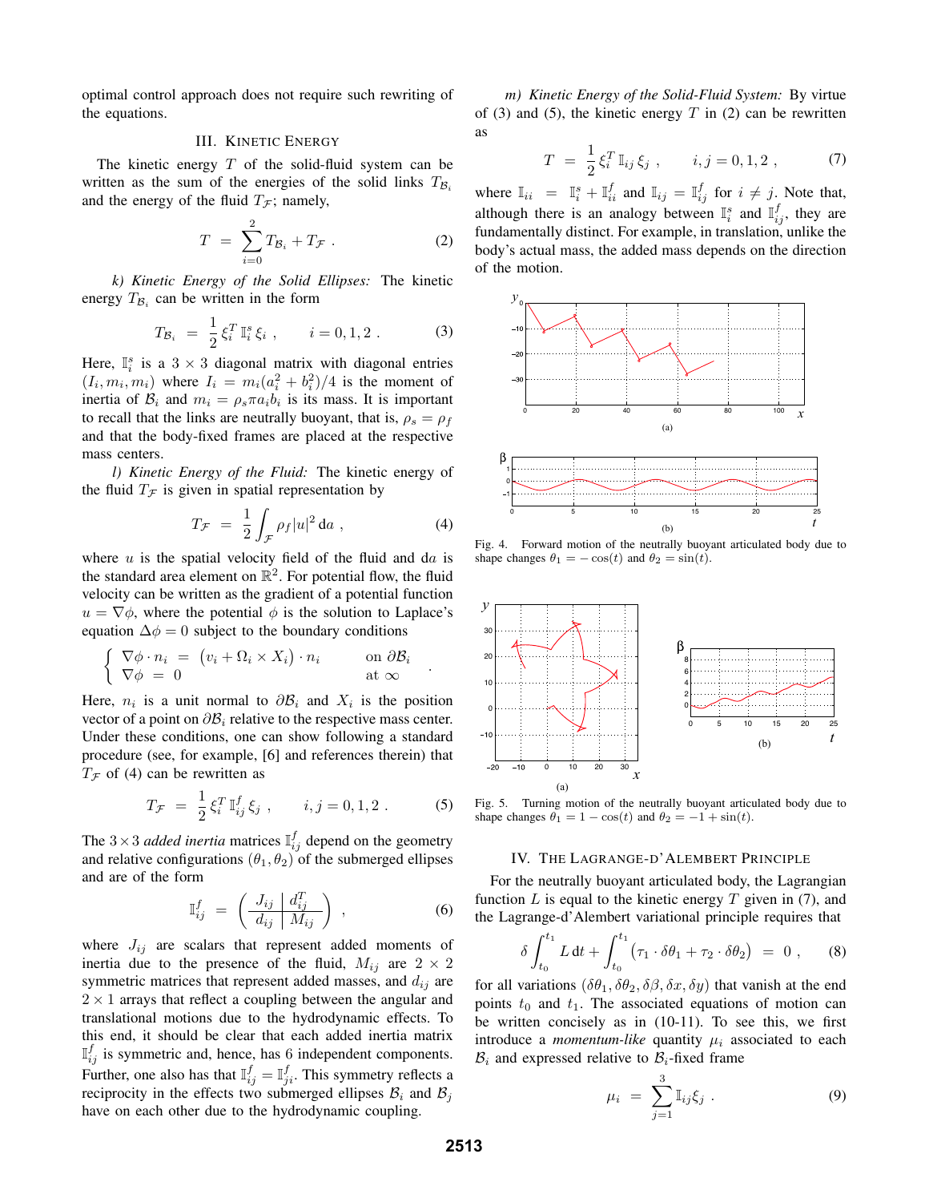optimal control approach does not require such rewriting of the equations.

## III. Kinetic Energy

The kinetic energy $T$ of the solid-fluid system can be written as the sum of the energies of the solid links $T_{\mathcal{B}_i}$ and the energy of the fluid $T_{\mathcal{F}}$; namely,

$$T \;=\; \sum_{i=0}^{2} T_{\mathcal{B}_i} + T_{\mathcal{F}} \ . \tag{2}$$

*k) Kinetic Energy of the Solid Ellipses:* The kinetic energy $T_{\mathcal{B}_i}$ can be written in the form

$$T_{\mathcal{B}_i} \;=\; \frac{1}{2}\, \xi_i^T\, \mathbb{I}_i^s\, \xi_i \ , \qquad i = 0, 1, 2 \ . \tag{3}$$

Here, $\mathbb{I}_i^s$ is a $3 \times 3$ diagonal matrix with diagonal entries $(I_i, m_i, m_i)$ where $I_i = m_i(a_i^2 + b_i^2)/4$ is the moment of inertia of $\mathcal{B}_i$ and $m_i = \rho_s \pi a_i b_i$ is its mass. It is important to recall that the links are neutrally buoyant, that is, $\rho_s = \rho_f$ and that the body-fixed frames are placed at the respective mass centers.

*l) Kinetic Energy of the Fluid:* The kinetic energy of the fluid $T_{\mathcal{F}}$ is given in spatial representation by

$$T_{\mathcal{F}} \;=\; \frac{1}{2} \int_{\mathcal{F}} \rho_f |u|^2 \,\mathrm{d}a \ , \tag{4}$$

where $u$ is the spatial velocity field of the fluid and $\mathrm{d}a$ is the standard area element on $\mathbb{R}^2$. For potential flow, the fluid velocity can be written as the gradient of a potential function $u = \nabla\phi$, where the potential $\phi$ is the solution to Laplace's equation $\Delta\phi = 0$ subject to the boundary conditions

$$\begin{cases} \nabla\phi \cdot n_i \;=\; \big(v_i + \Omega_i \times X_i\big) \cdot n_i & \text{on } \partial\mathcal{B}_i \\ \nabla\phi \;=\; 0 & \text{at } \infty \end{cases} .$$

Here, $n_i$ is a unit normal to $\partial\mathcal{B}_i$ and $X_i$ is the position vector of a point on $\partial\mathcal{B}_i$ relative to the respective mass center. Under these conditions, one can show following a standard procedure (see, for example, [6] and references therein) that $T_{\mathcal{F}}$ of (4) can be rewritten as

$$T_{\mathcal{F}} \;=\; \frac{1}{2}\, \xi_i^T\, \mathbb{I}_{ij}^f\, \xi_j \ , \qquad i, j = 0, 1, 2 \ . \tag{5}$$

The $3 \times 3$ *added inertia* matrices $\mathbb{I}_{ij}^f$ depend on the geometry and relative configurations $(\theta_1, \theta_2)$ of the submerged ellipses and are of the form

$$\mathbb{I}_{ij}^f \;=\; \left( \begin{array}{c|c} J_{ij} & d_{ij}^T \\ \hline d_{ij} & M_{ij} \end{array} \right) \ , \tag{6}$$

where $J_{ij}$ are scalars that represent added moments of inertia due to the presence of the fluid, $M_{ij}$ are $2 \times 2$ symmetric matrices that represent added masses, and $d_{ij}$ are $2 \times 1$ arrays that reflect a coupling between the angular and translational motions due to the hydrodynamic effects. To this end, it should be clear that each added inertia matrix $\mathbb{I}_{ij}^f$ is symmetric and, hence, has 6 independent components. Further, one also has that $\mathbb{I}_{ij}^f = \mathbb{I}_{ji}^f$. This symmetry reflects a reciprocity in the effects two submerged ellipses $\mathcal{B}_i$ and $\mathcal{B}_j$ have on each other due to the hydrodynamic coupling.

*m) Kinetic Energy of the Solid-Fluid System:* By virtue of (3) and (5), the kinetic energy $T$ in (2) can be rewritten as

$$T \;=\; \frac{1}{2}\, \xi_i^T\, \mathbb{I}_{ij}\, \xi_j \ , \qquad i, j = 0, 1, 2 \ , \tag{7}$$

where $\mathbb{I}_{ii} = \mathbb{I}_i^s + \mathbb{I}_{ii}^f$ and $\mathbb{I}_{ij} = \mathbb{I}_{ij}^f$ for $i \neq j$. Note that, although there is an analogy between $\mathbb{I}_i^s$ and $\mathbb{I}_{ij}^f$, they are fundamentally distinct. For example, in translation, unlike the body's actual mass, the added mass depends on the direction of the motion.

Fig. 4. Forward motion of the neutrally buoyant articulated body due to shape changes $\theta_1 = -\cos(t)$ and $\theta_2 = \sin(t)$.

Fig. 5. Turning motion of the neutrally buoyant articulated body due to shape changes $\theta_1 = 1 - \cos(t)$ and $\theta_2 = -1 + \sin(t)$.

## IV. The Lagrange-d'Alembert Principle

For the neutrally buoyant articulated body, the Lagrangian function $L$ is equal to the kinetic energy $T$ given in (7), and the Lagrange-d'Alembert variational principle requires that

$$\delta \int_{t_0}^{t_1} L \,\mathrm{d}t + \int_{t_0}^{t_1} \big(\tau_1 \cdot \delta\theta_1 + \tau_2 \cdot \delta\theta_2\big) \;=\; 0 \ , \tag{8}$$

for all variations $(\delta\theta_1, \delta\theta_2, \delta\beta, \delta x, \delta y)$ that vanish at the end points $t_0$ and $t_1$. The associated equations of motion can be written concisely as in (10-11). To see this, we first introduce a *momentum-like* quantity $\mu_i$ associated to each $\mathcal{B}_i$ and expressed relative to $\mathcal{B}_i$-fixed frame

$$\mu_i \;=\; \sum_{j=1}^{3} \mathbb{I}_{ij} \xi_j \ . \tag{9}$$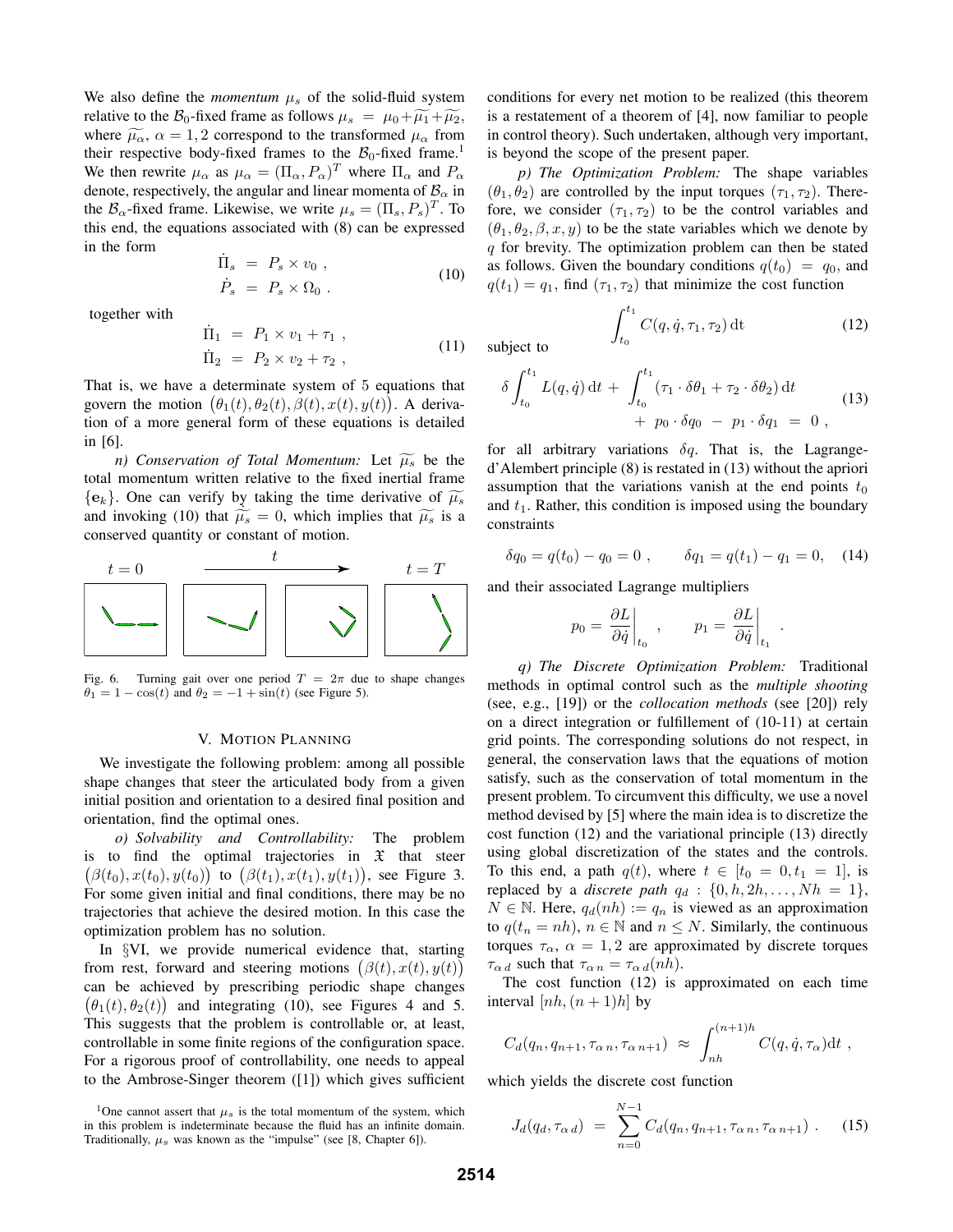We also define the *momentum* $\mu_s$ of the solid-fluid system relative to the $\mathcal{B}_0$-fixed frame as follows $\mu_s = \mu_0 + \widetilde{\mu_1} + \widetilde{\mu_2}$, where $\widetilde{\mu_\alpha}$, $\alpha = 1, 2$ correspond to the transformed $\mu_\alpha$ from their respective body-fixed frames to the $\mathcal{B}_0$-fixed frame.[1] We then rewrite $\mu_\alpha$ as $\mu_\alpha = (\Pi_\alpha, P_\alpha)^T$ where $\Pi_\alpha$ and $P_\alpha$ denote, respectively, the angular and linear momenta of $\mathcal{B}_\alpha$ in the $\mathcal{B}_\alpha$-fixed frame. Likewise, we write $\mu_s = (\Pi_s, P_s)^T$. To this end, the equations associated with (8) can be expressed in the form

$$
\begin{aligned}
\dot{\Pi}_s &= P_s \times v_0 \;, \\
\dot{P}_s &= P_s \times \Omega_0 \;.
\end{aligned}
\tag{10}
$$

together with

$$
\begin{aligned}
\dot{\Pi}_1 &= P_1 \times v_1 + \tau_1 \;, \\
\dot{\Pi}_2 &= P_2 \times v_2 + \tau_2 \;,
\end{aligned}
\tag{11}
$$

That is, we have a determinate system of 5 equations that govern the motion $\big(\theta_1(t), \theta_2(t), \beta(t), x(t), y(t)\big)$. A derivation of a more general form of these equations is detailed in [6].

*n) Conservation of Total Momentum:* Let $\widetilde{\mu_s}$ be the total momentum written relative to the fixed inertial frame $\{\mathbf{e}_k\}$. One can verify by taking the time derivative of $\widetilde{\mu_s}$ and invoking (10) that $\dot{\widetilde{\mu_s}} = 0$, which implies that $\widetilde{\mu_s}$ is a conserved quantity or constant of motion.

Fig. 6. Turning gait over one period $T = 2\pi$ due to shape changes $\theta_1 = 1 - \cos(t)$ and $\theta_2 = -1 + \sin(t)$ (see Figure 5).

## V. Motion Planning

We investigate the following problem: among all possible shape changes that steer the articulated body from a given initial position and orientation to a desired final position and orientation, find the optimal ones.

*o) Solvability and Controllability:* The problem is to find the optimal trajectories in $\mathfrak{X}$ that steer $\big(\beta(t_0), x(t_0), y(t_0)\big)$ to $\big(\beta(t_1), x(t_1), y(t_1)\big)$, see Figure 3. For some given initial and final conditions, there may be no trajectories that achieve the desired motion. In this case the optimization problem has no solution.

In §VI, we provide numerical evidence that, starting from rest, forward and steering motions $\big(\beta(t), x(t), y(t)\big)$ can be achieved by prescribing periodic shape changes $\big(\theta_1(t), \theta_2(t)\big)$ and integrating (10), see Figures 4 and 5. This suggests that the problem is controllable or, at least, controllable in some finite regions of the configuration space. For a rigorous proof of controllability, one needs to appeal to the Ambrose-Singer theorem ([1]) which gives sufficient conditions for every net motion to be realized (this theorem is a restatement of a theorem of [4], now familiar to people in control theory). Such undertaken, although very important, is beyond the scope of the present paper.

*p) The Optimization Problem:* The shape variables $(\theta_1, \theta_2)$ are controlled by the input torques $(\tau_1, \tau_2)$. Therefore, we consider $(\tau_1, \tau_2)$ to be the control variables and $(\theta_1, \theta_2, \beta, x, y)$ to be the state variables which we denote by $q$ for brevity. The optimization problem can then be stated as follows. Given the boundary conditions $q(t_0) = q_0$, and $q(t_1) = q_1$, find $(\tau_1, \tau_2)$ that minimize the cost function

$$
\int_{t_0}^{t_1} C(q, \dot{q}, \tau_1, \tau_2)\, \mathrm{d}t \tag{12}
$$

subject to

$$
\begin{aligned}
\delta \int_{t_0}^{t_1} L(q, \dot{q})\, \mathrm{d}t \;+\; \int_{t_0}^{t_1} (\tau_1 \cdot \delta\theta_1 + \tau_2 \cdot \delta\theta_2)\, \mathrm{d}t& \\
+\; p_0 \cdot \delta q_0 \;-\; p_1 \cdot \delta q_1 \;=\; 0 \;&,
\end{aligned}
\tag{13}
$$

for all arbitrary variations $\delta q$. That is, the Lagrange-d'Alembert principle (8) is restated in (13) without the apriori assumption that the variations vanish at the end points $t_0$ and $t_1$. Rather, this condition is imposed using the boundary constraints

$$
\delta q_0 = q(t_0) - q_0 = 0 \;, \qquad \delta q_1 = q(t_1) - q_1 = 0, \tag{14}
$$

and their associated Lagrange multipliers

$$
p_0 = \left.\frac{\partial L}{\partial \dot{q}}\right|_{t_0} \;, \qquad p_1 = \left.\frac{\partial L}{\partial \dot{q}}\right|_{t_1} \;.
$$

*q) The Discrete Optimization Problem:* Traditional methods in optimal control such as the *multiple shooting* (see, e.g., [19]) or the *collocation methods* (see [20]) rely on a direct integration or fulfillement of (10-11) at certain grid points. The corresponding solutions do not respect, in general, the conservation laws that the equations of motion satisfy, such as the conservation of total momentum in the present problem. To circumvent this difficulty, we use a novel method devised by [5] where the main idea is to discretize the cost function (12) and the variational principle (13) directly using global discretization of the states and the controls. To this end, a path $q(t)$, where $t \in [t_0 = 0, t_1 = 1]$, is replaced by a *discrete path* $q_d : \{0, h, 2h, \ldots, Nh = 1\}$, $N \in \mathbb{N}$. Here, $q_d(nh) := q_n$ is viewed as an approximation to $q(t_n = nh)$, $n \in \mathbb{N}$ and $n \leq N$. Similarly, the continuous torques $\tau_\alpha$, $\alpha = 1, 2$ are approximated by discrete torques $\tau_{\alpha\, d}$ such that $\tau_{\alpha\, n} = \tau_{\alpha\, d}(nh)$.

The cost function (12) is approximated on each time interval $[nh, (n+1)h]$ by

$$
C_d(q_n, q_{n+1}, \tau_{\alpha\, n}, \tau_{\alpha\, n+1}) \;\approx\; \int_{nh}^{(n+1)h} C(q, \dot{q}, \tau_\alpha) \mathrm{d}t \;,
$$

which yields the discrete cost function

$$
J_d(q_d, \tau_{\alpha\, d}) \;=\; \sum_{n=0}^{N-1} C_d(q_n, q_{n+1}, \tau_{\alpha\, n}, \tau_{\alpha\, n+1}) \;. \tag{15}
$$

[1] One cannot assert that $\mu_s$ is the total momentum of the system, which in this problem is indeterminate because the fluid has an infinite domain. Traditionally, $\mu_s$ was known as the "impulse" (see [8, Chapter 6]).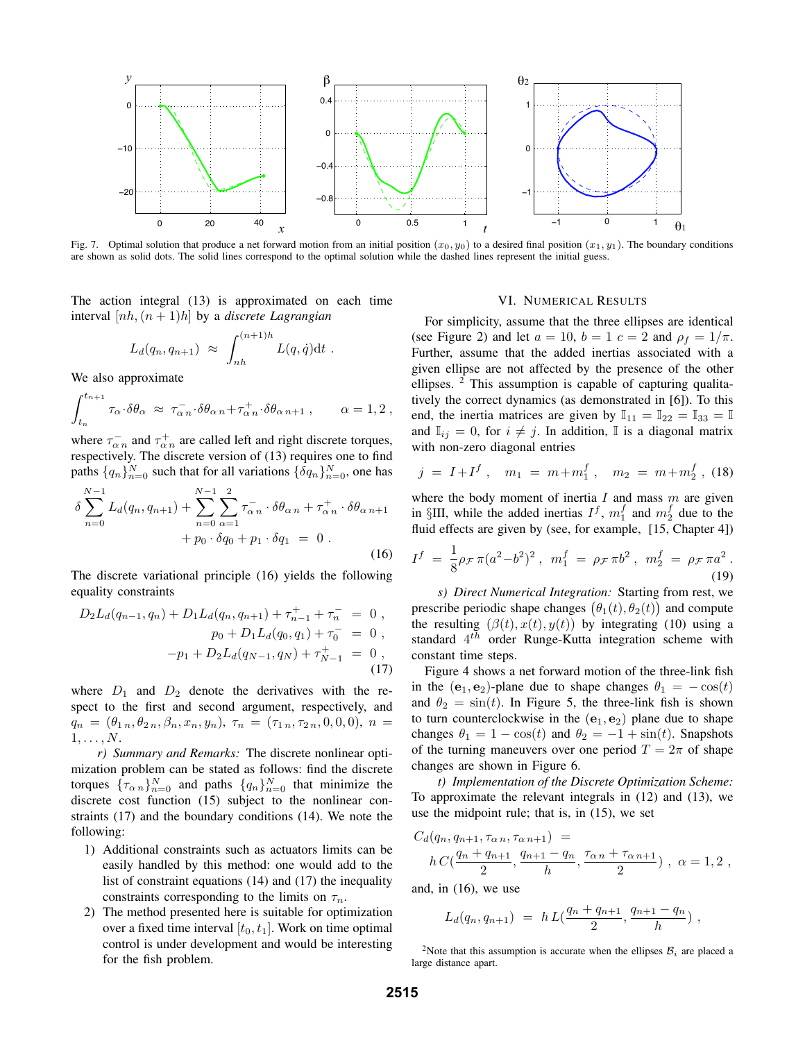Fig. 7. Optimal solution that produce a net forward motion from an initial position $(x_0, y_0)$ to a desired final position $(x_1, y_1)$. The boundary conditions are shown as solid dots. The solid lines correspond to the optimal solution while the dashed lines represent the initial guess.

The action integral (13) is approximated on each time interval $[nh, (n+1)h]$ by a *discrete Lagrangian*

$$L_d(q_n, q_{n+1}) \approx \int_{nh}^{(n+1)h} L(q, \dot{q}) \mathrm{d}t \ .$$

We also approximate

$$\int_{t_n}^{t_{n+1}} \tau_\alpha \cdot \delta\theta_\alpha \approx \tau_{\alpha\, n}^{-} \cdot \delta\theta_{\alpha\, n} + \tau_{\alpha\, n}^{+} \cdot \delta\theta_{\alpha\, n+1} \ , \qquad \alpha = 1, 2 \ ,$$

where $\tau_{\alpha\, n}^{-}$ and $\tau_{\alpha\, n}^{+}$ are called left and right discrete torques, respectively. The discrete version of (13) requires one to find paths $\{q_n\}_{n=0}^{N}$ such that for all variations $\{\delta q_n\}_{n=0}^{N}$, one has

$$\delta \sum_{n=0}^{N-1} L_d(q_n, q_{n+1}) + \sum_{n=0}^{N-1} \sum_{\alpha=1}^{2} \tau_{\alpha\, n}^{-} \cdot \delta\theta_{\alpha\, n} + \tau_{\alpha\, n}^{+} \cdot \delta\theta_{\alpha\, n+1} + p_0 \cdot \delta q_0 + p_1 \cdot \delta q_1 = 0 \ . \tag{16}$$

The discrete variational principle (16) yields the following equality constraints

$$\begin{aligned} D_2 L_d(q_{n-1}, q_n) + D_1 L_d(q_n, q_{n+1}) + \tau_{n-1}^{+} + \tau_n^{-} &= 0 \ , \\ p_0 + D_1 L_d(q_0, q_1) + \tau_0^{-} &= 0 \ , \\ -p_1 + D_2 L_d(q_{N-1}, q_N) + \tau_{N-1}^{+} &= 0 \ , \end{aligned} \tag{17}$$

where $D_1$ and $D_2$ denote the derivatives with the respect to the first and second argument, respectively, and $q_n = (\theta_{1\, n}, \theta_{2\, n}, \beta_n, x_n, y_n)$, $\tau_n = (\tau_{1\, n}, \tau_{2\, n}, 0, 0, 0)$, $n = 1, \ldots, N$.

*r) Summary and Remarks:* The discrete nonlinear optimization problem can be stated as follows: find the discrete torques $\{\tau_{\alpha\, n}\}_{n=0}^{N}$ and paths $\{q_n\}_{n=0}^{N}$ that minimize the discrete cost function (15) subject to the nonlinear constraints (17) and the boundary conditions (14). We note the following:

1) Additional constraints such as actuators limits can be easily handled by this method: one would add to the list of constraint equations (14) and (17) the inequality constraints corresponding to the limits on $\tau_n$.
2) The method presented here is suitable for optimization over a fixed time interval $[t_0, t_1]$. Work on time optimal control is under development and would be interesting for the fish problem.

## VI. Numerical Results

For simplicity, assume that the three ellipses are identical (see Figure 2) and let $a = 10$, $b = 1$ $c = 2$ and $\rho_f = 1/\pi$. Further, assume that the added inertias associated with a given ellipse are not affected by the presence of the other ellipses. [2] This assumption is capable of capturing qualitatively the correct dynamics (as demonstrated in [6]). To this end, the inertia matrices are given by $\mathbb{I}_{11} = \mathbb{I}_{22} = \mathbb{I}_{33} = \mathbb{I}$ and $\mathbb{I}_{ij} = 0$, for $i \neq j$. In addition, $\mathbb{I}$ is a diagonal matrix with non-zero diagonal entries

$$j = I + I^f \ , \quad m_1 = m + m_1^f \ , \quad m_2 = m + m_2^f \ , \tag{18}$$

where the body moment of inertia $I$ and mass $m$ are given in §III, while the added inertias $I^f$, $m_1^f$ and $m_2^f$ due to the fluid effects are given by (see, for example, [15, Chapter 4])

$$I^f = \frac{1}{8} \rho_{\mathcal{F}} \pi (a^2 - b^2)^2 \ , \quad m_1^f = \rho_{\mathcal{F}} \pi b^2 \ , \quad m_2^f = \rho_{\mathcal{F}} \pi a^2 \ . \tag{19}$$

*s) Direct Numerical Integration:* Starting from rest, we prescribe periodic shape changes $\big(\theta_1(t), \theta_2(t)\big)$ and compute the resulting $(\beta(t), x(t), y(t))$ by integrating (10) using a standard $4^{th}$ order Runge-Kutta integration scheme with constant time steps.

Figure 4 shows a net forward motion of the three-link fish in the $(\mathbf{e}_1, \mathbf{e}_2)$-plane due to shape changes $\theta_1 = -\cos(t)$ and $\theta_2 = \sin(t)$. In Figure 5, the three-link fish is shown to turn counterclockwise in the $(\mathbf{e}_1, \mathbf{e}_2)$ plane due to shape changes $\theta_1 = 1 - \cos(t)$ and $\theta_2 = -1 + \sin(t)$. Snapshots of the turning maneuvers over one period $T = 2\pi$ of shape changes are shown in Figure 6.

*t) Implementation of the Discrete Optimization Scheme:* To approximate the relevant integrals in (12) and (13), we use the midpoint rule; that is, in (15), we set

$$C_d(q_n, q_{n+1}, \tau_{\alpha\, n}, \tau_{\alpha\, n+1}) = h\, C\Big(\frac{q_n + q_{n+1}}{2}, \frac{q_{n+1} - q_n}{h}, \frac{\tau_{\alpha\, n} + \tau_{\alpha\, n+1}}{2}\Big) \ , \ \alpha = 1, 2 \ ,$$

and, in (16), we use

$$L_d(q_n, q_{n+1}) = h\, L\Big(\frac{q_n + q_{n+1}}{2}, \frac{q_{n+1} - q_n}{h}\Big) \ ,$$

[2] Note that this assumption is accurate when the ellipses $\mathcal{B}_i$ are placed a large distance apart.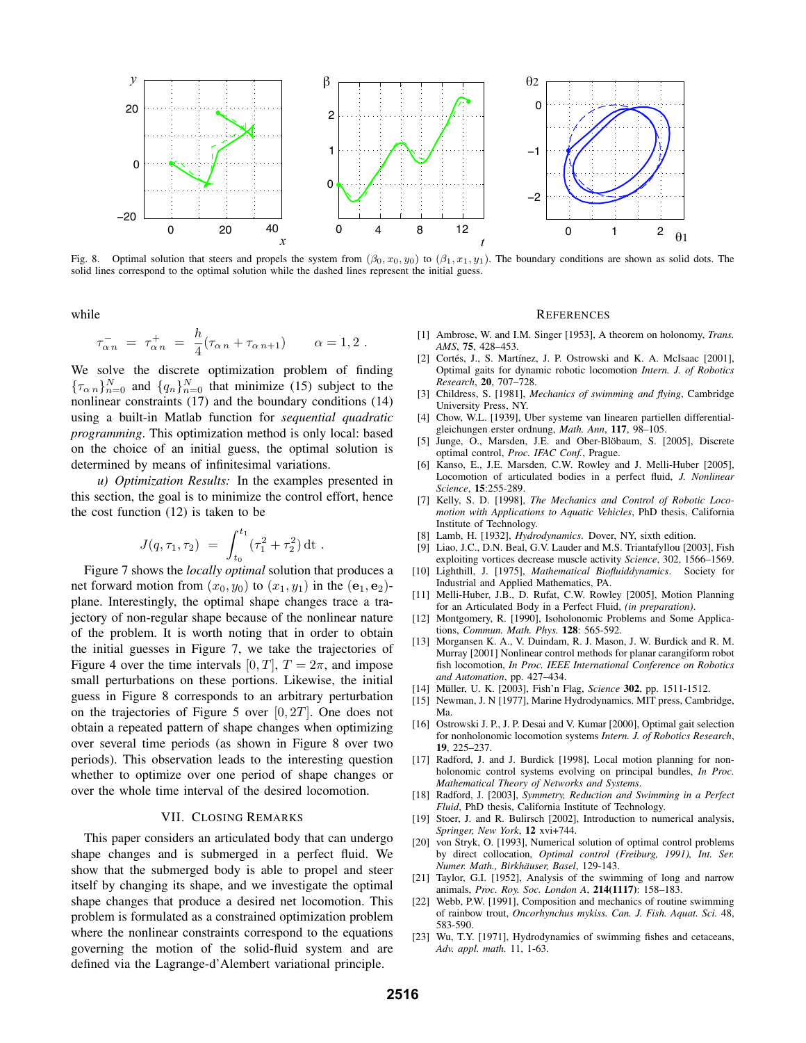y
20
0
–20
0
20
40
x

β
2
1
0
0
4
8
12
t

θ2
0
−1
−2
0
1
2
θ1

Fig. 8. Optimal solution that steers and propels the system from $(\beta_0, x_0, y_0)$ to $(\beta_1, x_1, y_1)$. The boundary conditions are shown as solid dots. The solid lines correspond to the optimal solution while the dashed lines represent the initial guess.

while

$$\tau^-_{\alpha\, n} \;=\; \tau^+_{\alpha\, n} \;=\; \frac{h}{4}(\tau_{\alpha\, n} + \tau_{\alpha\, n+1}) \qquad \alpha = 1, 2\ .$$

We solve the discrete optimization problem of finding $\{\tau_{\alpha\, n}\}_{n=0}^N$ and $\{q_n\}_{n=0}^N$ that minimize (15) subject to the nonlinear constraints (17) and the boundary conditions (14) using a built-in Matlab function for *sequential quadratic programming*. This optimization method is only local: based on the choice of an initial guess, the optimal solution is determined by means of infinitesimal variations.

*u) Optimization Results:* In the examples presented in this section, the goal is to minimize the control effort, hence the cost function (12) is taken to be

$$J(q, \tau_1, \tau_2) \;=\; \int_{t_0}^{t_1} (\tau_1^2 + \tau_2^2)\, \mathrm{d}t\ .$$

Figure 7 shows the *locally optimal* solution that produces a net forward motion from $(x_0, y_0)$ to $(x_1, y_1)$ in the $(\mathbf{e}_1, \mathbf{e}_2)$-plane. Interestingly, the optimal shape changes trace a trajectory of non-regular shape because of the nonlinear nature of the problem. It is worth noting that in order to obtain the initial guesses in Figure 7, we take the trajectories of Figure 4 over the time intervals $[0, T]$, $T = 2\pi$, and impose small perturbations on these portions. Likewise, the initial guess in Figure 8 corresponds to an arbitrary perturbation on the trajectories of Figure 5 over $[0, 2T]$. One does not obtain a repeated pattern of shape changes when optimizing over several time periods (as shown in Figure 8 over two periods). This observation leads to the interesting question whether to optimize over one period of shape changes or over the whole time interval of the desired locomotion.

## VII. Closing Remarks

This paper considers an articulated body that can undergo shape changes and is submerged in a perfect fluid. We show that the submerged body is able to propel and steer itself by changing its shape, and we investigate the optimal shape changes that produce a desired net locomotion. This problem is formulated as a constrained optimization problem where the nonlinear constraints correspond to the equations governing the motion of the solid-fluid system and are defined via the Lagrange-d'Alembert variational principle.

## References

[1] Ambrose, W. and I.M. Singer [1953], A theorem on holonomy, *Trans. AMS*, **75**, 428–453.

[2] Cortés, J., S. Martínez, J. P. Ostrowski and K. A. McIsaac [2001], Optimal gaits for dynamic robotic locomotion *Intern. J. of Robotics Research*, **20**, 707–728.

[3] Childress, S. [1981], *Mechanics of swimming and flying*, Cambridge University Press, NY.

[4] Chow, W.L. [1939], Uber systeme van linearen partiellen differentialgleichungen erster ordnung, *Math. Ann*, **117**, 98–105.

[5] Junge, O., Marsden, J.E. and Ober-Blöbaum, S. [2005], Discrete optimal control, *Proc. IFAC Conf.*, Prague.

[6] Kanso, E., J.E. Marsden, C.W. Rowley and J. Melli-Huber [2005], Locomotion of articulated bodies in a perfect fluid, *J. Nonlinear Science*, **15**:255-289.

[7] Kelly, S. D. [1998], *The Mechanics and Control of Robotic Locomotion with Applications to Aquatic Vehicles*, PhD thesis, California Institute of Technology.

[8] Lamb, H. [1932], *Hydrodynamics*. Dover, NY, sixth edition.

[9] Liao, J.C., D.N. Beal, G.V. Lauder and M.S. Triantafyllou [2003], Fish exploiting vortices decrease muscle activity *Science*, 302, 1566–1569.

[10] Lighthill, J. [1975], *Mathematical Biofluiddynamics*. Society for Industrial and Applied Mathematics, PA.

[11] Melli-Huber, J.B., D. Rufat, C.W. Rowley [2005], Motion Planning for an Articulated Body in a Perfect Fluid, *(in preparation)*.

[12] Montgomery, R. [1990], Isoholonomic Problems and Some Applications, *Commun. Math. Phys.* **128**: 565-592.

[13] Morgansen K. A., V. Duindam, R. J. Mason, J. W. Burdick and R. M. Murray [2001] Nonlinear control methods for planar carangiform robot fish locomotion, *In Proc. IEEE International Conference on Robotics and Automation*, pp. 427–434.

[14] Müller, U. K. [2003], Fish'n Flag, *Science* **302**, pp. 1511-1512.

[15] Newman, J. N [1977], Marine Hydrodynamics. MIT press, Cambridge, Ma.

[16] Ostrowski J. P., J. P. Desai and V. Kumar [2000], Optimal gait selection for nonholonomic locomotion systems *Intern. J. of Robotics Research*, **19**, 225–237.

[17] Radford, J. and J. Burdick [1998], Local motion planning for nonholonomic control systems evolving on principal bundles, *In Proc. Mathematical Theory of Networks and Systems*.

[18] Radford, J. [2003], *Symmetry, Reduction and Swimming in a Perfect Fluid*, PhD thesis, California Institute of Technology.

[19] Stoer, J. and R. Bulirsch [2002], Introduction to numerical analysis, *Springer, New York*, **12** xvi+744.

[20] von Stryk, O. [1993], Numerical solution of optimal control problems by direct collocation, *Optimal control (Freiburg, 1991), Int. Ser. Numer. Math., Birkhäuser, Basel*, 129-143.

[21] Taylor, G.I. [1952], Analysis of the swimming of long and narrow animals, *Proc. Roy. Soc. London A*, **214(1117)**: 158–183.

[22] Webb, P.W. [1991], Composition and mechanics of routine swimming of rainbow trout, *Oncorhynchus mykiss. Can. J. Fish. Aquat. Sci.* 48, 583-590.

[23] Wu, T.Y. [1971], Hydrodynamics of swimming fishes and cetaceans, *Adv. appl. math.* 11, 1-63.